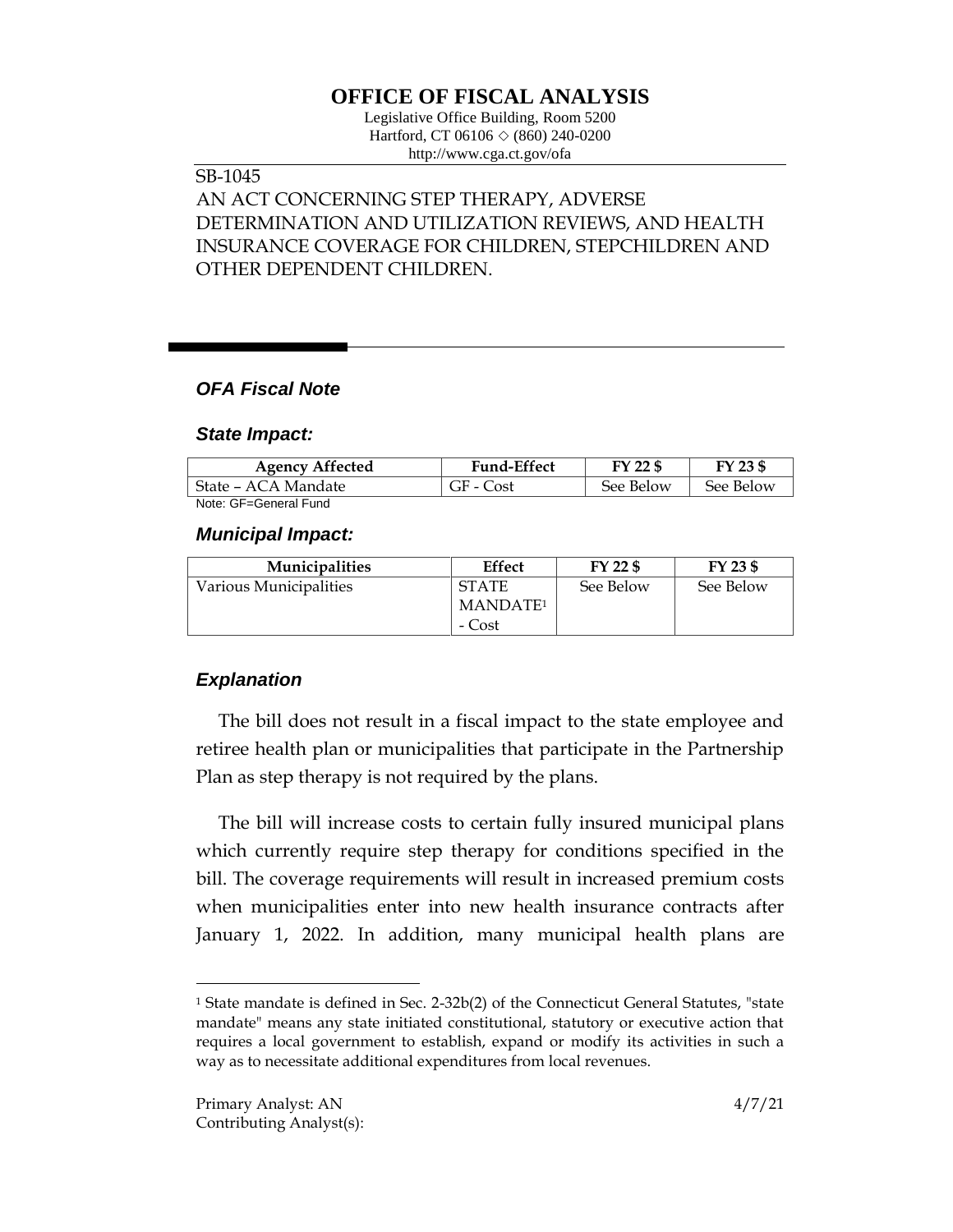# OFFICE OF FISCAL ANALYSIS

Legislative Office Building, Room 5200
Hartford, CT 06106 ◇ (860) 240-0200
http://www.cga.ct.gov/ofa

SB-1045
AN ACT CONCERNING STEP THERAPY, ADVERSE DETERMINATION AND UTILIZATION REVIEWS, AND HEALTH INSURANCE COVERAGE FOR CHILDREN, STEPCHILDREN AND OTHER DEPENDENT CHILDREN.

## *OFA Fiscal Note*

### *State Impact:*

| Agency Affected | Fund-Effect | FY 22 $ | FY 23 $ |
|---|---|---|---|
| State – ACA Mandate | GF - Cost | See Below | See Below |

Note: GF=General Fund

### *Municipal Impact:*

| Municipalities | Effect | FY 22 $ | FY 23 $ |
|---|---|---|---|
| Various Municipalities | STATE MANDATE[1] - Cost | See Below | See Below |

### *Explanation*

The bill does not result in a fiscal impact to the state employee and retiree health plan or municipalities that participate in the Partnership Plan as step therapy is not required by the plans.

The bill will increase costs to certain fully insured municipal plans which currently require step therapy for conditions specified in the bill. The coverage requirements will result in increased premium costs when municipalities enter into new health insurance contracts after January 1, 2022. In addition, many municipal health plans are

[1] State mandate is defined in Sec. 2-32b(2) of the Connecticut General Statutes, "state mandate" means any state initiated constitutional, statutory or executive action that requires a local government to establish, expand or modify its activities in such a way as to necessitate additional expenditures from local revenues.

Primary Analyst: AN
Contributing Analyst(s):

4/7/21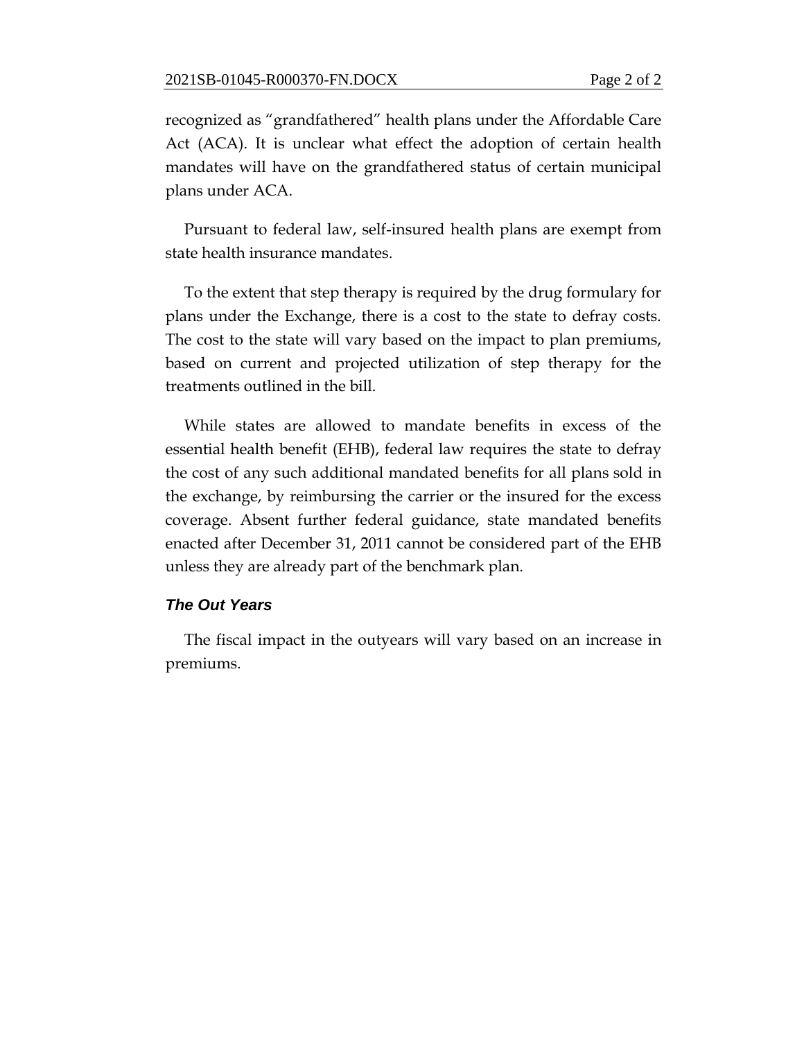recognized as "grandfathered" health plans under the Affordable Care Act (ACA). It is unclear what effect the adoption of certain health mandates will have on the grandfathered status of certain municipal plans under ACA.

Pursuant to federal law, self-insured health plans are exempt from state health insurance mandates.

To the extent that step therapy is required by the drug formulary for plans under the Exchange, there is a cost to the state to defray costs. The cost to the state will vary based on the impact to plan premiums, based on current and projected utilization of step therapy for the treatments outlined in the bill.

While states are allowed to mandate benefits in excess of the essential health benefit (EHB), federal law requires the state to defray the cost of any such additional mandated benefits for all plans sold in the exchange, by reimbursing the carrier or the insured for the excess coverage. Absent further federal guidance, state mandated benefits enacted after December 31, 2011 cannot be considered part of the EHB unless they are already part of the benchmark plan.

### *The Out Years*

The fiscal impact in the outyears will vary based on an increase in premiums.